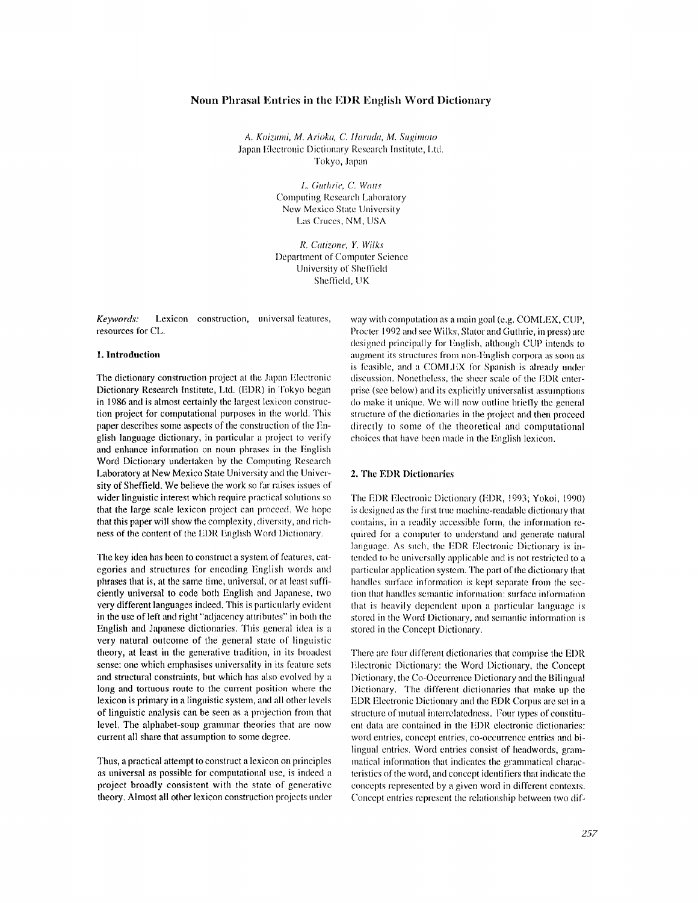# Noun Phrasal Entries in the EDR English Word Dictionary

*A. Koizumi, M. Arioka, C. Harada, M. Sugimoto*
Japan Electronic Dictionary Research Institute, Ltd.
Tokyo, Japan

*L. Guthrie, C. Watts*
Computing Research Laboratory
New Mexico State University
Las Cruces, NM, USA

*R. Catizone, Y. Wilks*
Department of Computer Science
University of Sheffield
Sheffield, UK

*Keywords:* Lexicon construction, universal features, resources for CL.

## 1. Introduction

The dictionary construction project at the Japan Electronic Dictionary Research Institute, Ltd. (EDR) in Tokyo began in 1986 and is almost certainly the largest lexicon construction project for computational purposes in the world. This paper describes some aspects of the construction of the English language dictionary, in particular a project to verify and enhance information on noun phrases in the English Word Dictionary undertaken by the Computing Research Laboratory at New Mexico State University and the University of Sheffield. We believe the work so far raises issues of wider linguistic interest which require practical solutions so that the large scale lexicon project can proceed. We hope that this paper will show the complexity, diversity, and richness of the content of the EDR English Word Dictionary.

The key idea has been to construct a system of features, categories and structures for encoding English words and phrases that is, at the same time, universal, or at least sufficiently universal to code both English and Japanese, two very different languages indeed. This is particularly evident in the use of left and right "adjacency attributes" in both the English and Japanese dictionaries. This general idea is a very natural outcome of the general state of linguistic theory, at least in the generative tradition, in its broadest sense: one which emphasises universality in its feature sets and structural constraints, but which has also evolved by a long and tortuous route to the current position where the lexicon is primary in a linguistic system, and all other levels of linguistic analysis can be seen as a projection from that level. The alphabet-soup grammar theories that are now current all share that assumption to some degree.

Thus, a practical attempt to construct a lexicon on principles as universal as possible for computational use, is indeed a project broadly consistent with the state of generative theory. Almost all other lexicon construction projects under way with computation as a main goal (e.g. COMLEX, CUP, Procter 1992 and see Wilks, Slator and Guthrie, in press) are designed principally for English, although CUP intends to augment its structures from non-English corpora as soon as is feasible, and a COMLEX for Spanish is already under discussion. Nonetheless, the sheer scale of the EDR enterprise (see below) and its explicitly universalist assumptions do make it unique. We will now outline briefly the general structure of the dictionaries in the project and then proceed directly to some of the theoretical and computational choices that have been made in the English lexicon.

## 2. The EDR Dictionaries

The EDR Electronic Dictionary (EDR, 1993; Yokoi, 1990) is designed as the first true machine-readable dictionary that contains, in a readily accessible form, the information required for a computer to understand and generate natural language. As such, the EDR Electronic Dictionary is intended to be universally applicable and is not restricted to a particular application system. The part of the dictionary that handles surface information is kept separate from the section that handles semantic information: surface information that is heavily dependent upon a particular language is stored in the Word Dictionary, and semantic information is stored in the Concept Dictionary.

There are four different dictionaries that comprise the EDR Electronic Dictionary: the Word Dictionary, the Concept Dictionary, the Co-Occurrence Dictionary and the Bilingual Dictionary. The different dictionaries that make up the EDR Electronic Dictionary and the EDR Corpus are set in a structure of mutual interrelatedness. Four types of constituent data are contained in the EDR electronic dictionaries: word entries, concept entries, co-occurrence entries and bilingual entries. Word entries consist of headwords, grammatical information that indicates the grammatical characteristics of the word, and concept identifiers that indicate the concepts represented by a given word in different contexts. Concept entries represent the relationship between two dif-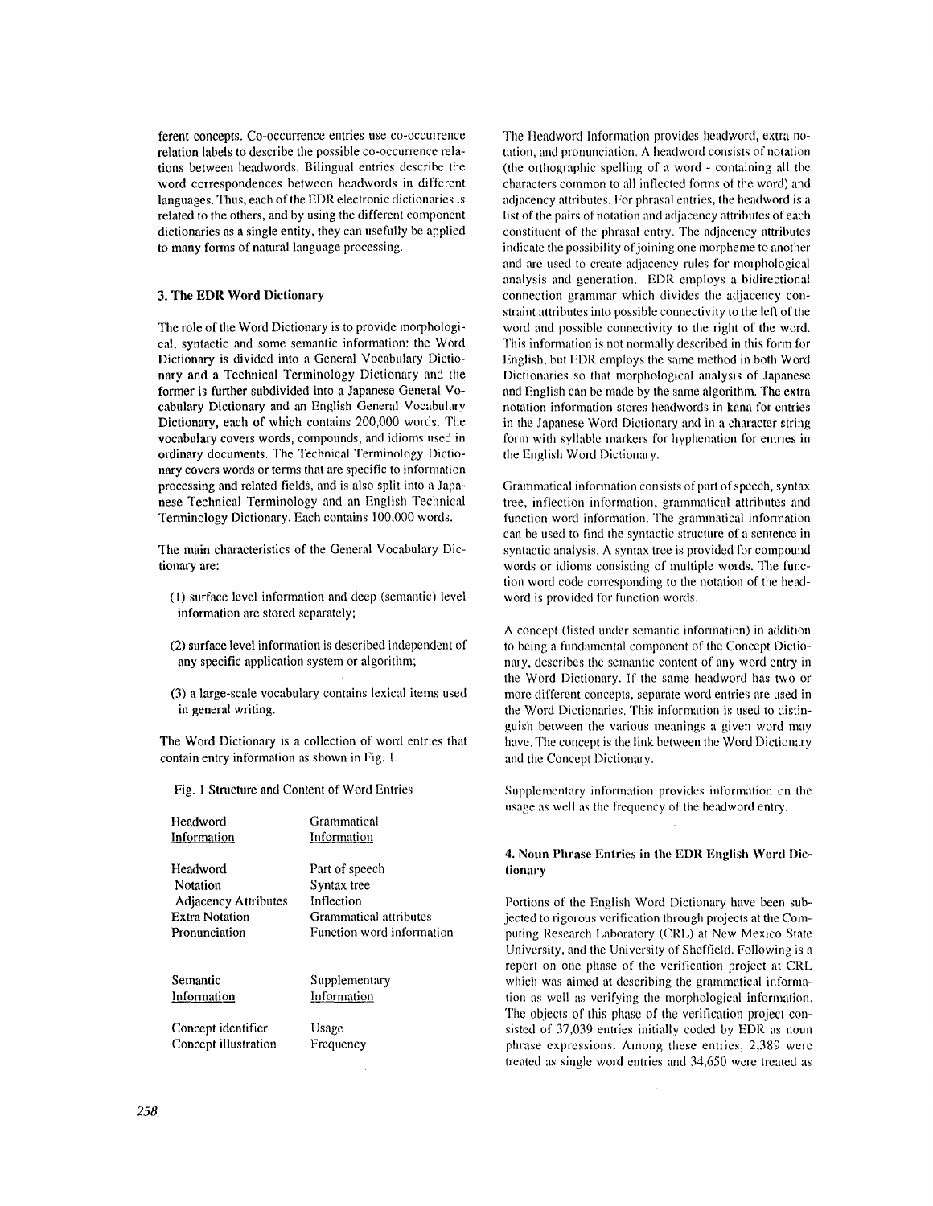ferent concepts. Co-occurrence entries use co-occurrence relation labels to describe the possible co-occurrence relations between headwords. Bilingual entries describe the word correspondences between headwords in different languages. Thus, each of the EDR electronic dictionaries is related to the others, and by using the different component dictionaries as a single entity, they can usefully be applied to many forms of natural language processing.

## 3. The EDR Word Dictionary

The role of the Word Dictionary is to provide morphological, syntactic and some semantic information: the Word Dictionary is divided into a General Vocabulary Dictionary and a Technical Terminology Dictionary and the former is further subdivided into a Japanese General Vocabulary Dictionary and an English General Vocabulary Dictionary, each of which contains 200,000 words. The vocabulary covers words, compounds, and idioms used in ordinary documents. The Technical Terminology Dictionary covers words or terms that are specific to information processing and related fields, and is also split into a Japanese Technical Terminology and an English Technical Terminology Dictionary. Each contains 100,000 words.

The main characteristics of the General Vocabulary Dictionary are:

(1) surface level information and deep (semantic) level information are stored separately;

(2) surface level information is described independent of any specific application system or algorithm;

(3) a large-scale vocabulary contains lexical items used in general writing.

The Word Dictionary is a collection of word entries that contain entry information as shown in Fig. 1.

Fig. 1 Structure and Content of Word Entries

| <u>Headword Information</u> | <u>Grammatical Information</u> |
|---|---|
| Headword | Part of speech |
| Notation | Syntax tree |
| Adjacency Attributes | Inflection |
| Extra Notation | Grammatical attributes |
| Pronunciation | Function word information |
| | |
| <u>Semantic Information</u> | <u>Supplementary Information</u> |
| Concept identifier | Usage |
| Concept illustration | Frequency |

The Headword Information provides headword, extra notation, and pronunciation. A headword consists of notation (the orthographic spelling of a word - containing all the characters common to all inflected forms of the word) and adjacency attributes. For phrasal entries, the headword is a list of the pairs of notation and adjacency attributes of each constituent of the phrasal entry. The adjacency attributes indicate the possibility of joining one morpheme to another and are used to create adjacency rules for morphological analysis and generation. EDR employs a bidirectional connection grammar which divides the adjacency constraint attributes into possible connectivity to the left of the word and possible connectivity to the right of the word. This information is not normally described in this form for English, but EDR employs the same method in both Word Dictionaries so that morphological analysis of Japanese and English can be made by the same algorithm. The extra notation information stores headwords in kana for entries in the Japanese Word Dictionary and in a character string form with syllable markers for hyphenation for entries in the English Word Dictionary.

Grammatical information consists of part of speech, syntax tree, inflection information, grammatical attributes and function word information. The grammatical information can be used to find the syntactic structure of a sentence in syntactic analysis. A syntax tree is provided for compound words or idioms consisting of multiple words. The function word code corresponding to the notation of the headword is provided for function words.

A concept (listed under semantic information) in addition to being a fundamental component of the Concept Dictionary, describes the semantic content of any word entry in the Word Dictionary. If the same headword has two or more different concepts, separate word entries are used in the Word Dictionaries. This information is used to distinguish between the various meanings a given word may have. The concept is the link between the Word Dictionary and the Concept Dictionary.

Supplementary information provides information on the usage as well as the frequency of the headword entry.

## 4. Noun Phrase Entries in the EDR English Word Dictionary

Portions of the English Word Dictionary have been subjected to rigorous verification through projects at the Computing Research Laboratory (CRL) at New Mexico State University, and the University of Sheffield. Following is a report on one phase of the verification project at CRL which was aimed at describing the grammatical information as well as verifying the morphological information. The objects of this phase of the verification project consisted of 37,039 entries initially coded by EDR as noun phrase expressions. Among these entries, 2,389 were treated as single word entries and 34,650 were treated as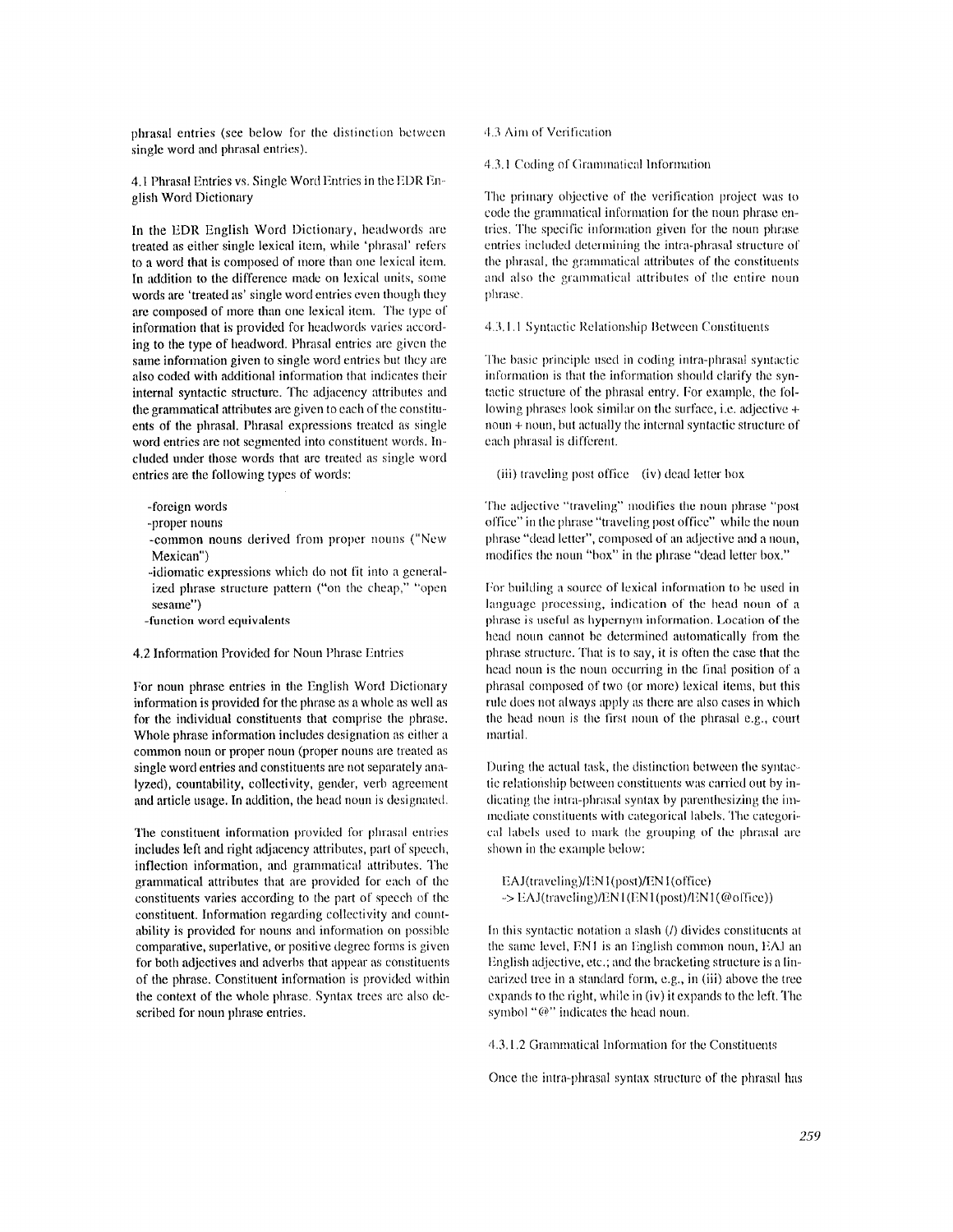phrasal entries (see below for the distinction between single word and phrasal entries).

### 4.1 Phrasal Entries vs. Single Word Entries in the EDR English Word Dictionary

In the EDR English Word Dictionary, headwords are treated as either single lexical item, while 'phrasal' refers to a word that is composed of more than one lexical item. In addition to the difference made on lexical units, some words are 'treated as' single word entries even though they are composed of more than one lexical item. The type of information that is provided for headwords varies according to the type of headword. Phrasal entries are given the same information given to single word entries but they are also coded with additional information that indicates their internal syntactic structure. The adjacency attributes and the grammatical attributes are given to each of the constituents of the phrasal. Phrasal expressions treated as single word entries are not segmented into constituent words. Included under those words that are treated as single word entries are the following types of words:

- -foreign words
- -proper nouns
- -common nouns derived from proper nouns ("New Mexican")
- -idiomatic expressions which do not fit into a generalized phrase structure pattern ("on the cheap," "open sesame")
- -function word equivalents

### 4.2 Information Provided for Noun Phrase Entries

For noun phrase entries in the English Word Dictionary information is provided for the phrase as a whole as well as for the individual constituents that comprise the phrase. Whole phrase information includes designation as either a common noun or proper noun (proper nouns are treated as single word entries and constituents are not separately analyzed), countability, collectivity, gender, verb agreement and article usage. In addition, the head noun is designated.

The constituent information provided for phrasal entries includes left and right adjacency attributes, part of speech, inflection information, and grammatical attributes. The grammatical attributes that are provided for each of the constituents varies according to the part of speech of the constituent. Information regarding collectivity and countability is provided for nouns and information on possible comparative, superlative, or positive degree forms is given for both adjectives and adverbs that appear as constituents of the phrase. Constituent information is provided within the context of the whole phrase. Syntax trees are also described for noun phrase entries.

### 4.3 Aim of Verification

#### 4.3.1 Coding of Grammatical Information

The primary objective of the verification project was to code the grammatical information for the noun phrase entries. The specific information given for the noun phrase entries included determining the intra-phrasal structure of the phrasal, the grammatical attributes of the constituents and also the grammatical attributes of the entire noun phrase.

#### 4.3.1.1 Syntactic Relationship Between Constituents

The basic principle used in coding intra-phrasal syntactic information is that the information should clarify the syntactic structure of the phrasal entry. For example, the following phrases look similar on the surface, i.e. adjective + noun + noun, but actually the internal syntactic structure of each phrasal is different.

(iii) traveling post office (iv) dead letter box

The adjective "traveling" modifies the noun phrase "post office" in the phrase "traveling post office" while the noun phrase "dead letter", composed of an adjective and a noun, modifies the noun "box" in the phrase "dead letter box."

For building a source of lexical information to be used in language processing, indication of the head noun of a phrase is useful as hypernym information. Location of the head noun cannot be determined automatically from the phrase structure. That is to say, it is often the case that the head noun is the noun occurring in the final position of a phrasal composed of two (or more) lexical items, but this rule does not always apply as there are also cases in which the head noun is the first noun of the phrasal e.g., court martial.

During the actual task, the distinction between the syntactic relationship between constituents was carried out by indicating the intra-phrasal syntax by parenthesizing the immediate constituents with categorical labels. The categorical labels used to mark the grouping of the phrasal are shown in the example below:

EAJ(traveling)/EN1(post)/EN1(office)
-> EAJ(traveling)/EN1(EN1(post)/EN1(@office))

In this syntactic notation a slash (/) divides constituents at the same level, EN1 is an English common noun, EAJ an English adjective, etc.; and the bracketing structure is a linearized tree in a standard form, e.g., in (iii) above the tree expands to the right, while in (iv) it expands to the left. The symbol "@" indicates the head noun.

#### 4.3.1.2 Grammatical Information for the Constituents

Once the intra-phrasal syntax structure of the phrasal has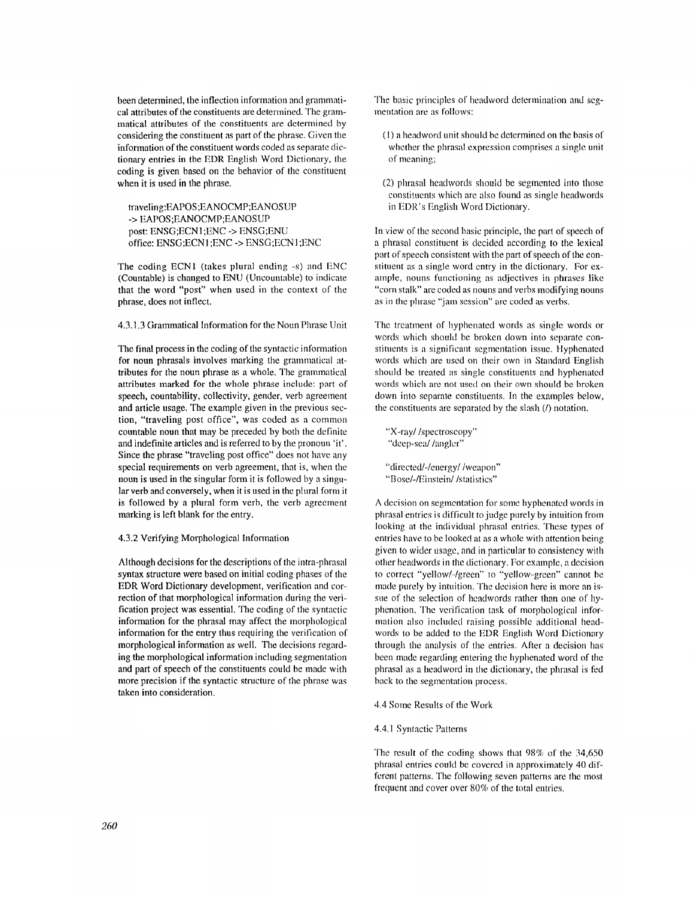been determined, the inflection information and grammatical attributes of the constituents are determined. The grammatical attributes of the constituents are determined by considering the constituent as part of the phrase. Given the information of the constituent words coded as separate dictionary entries in the EDR English Word Dictionary, the coding is given based on the behavior of the constituent when it is used in the phrase.

```
traveling:EAPOS;EANOCMP;EANOSUP
-> EAPOS;EANOCMP;EANOSUP
post: ENSG;ECN1;ENC -> ENSG;ENU
office: ENSG;ECN1;ENC -> ENSG;ECN1;ENC
```

The coding ECN1 (takes plural ending -s) and ENC (Countable) is changed to ENU (Uncountable) to indicate that the word "post" when used in the context of the phrase, does not inflect.

4.3.1.3 Grammatical Information for the Noun Phrase Unit

The final process in the coding of the syntactic information for noun phrasals involves marking the grammatical attributes for the noun phrase as a whole. The grammatical attributes marked for the whole phrase include: part of speech, countability, collectivity, gender, verb agreement and article usage. The example given in the previous section, "traveling post office", was coded as a common countable noun that may be preceded by both the definite and indefinite articles and is referred to by the pronoun 'it'. Since the phrase "traveling post office" does not have any special requirements on verb agreement, that is, when the noun is used in the singular form it is followed by a singular verb and conversely, when it is used in the plural form it is followed by a plural form verb, the verb agreement marking is left blank for the entry.

4.3.2 Verifying Morphological Information

Although decisions for the descriptions of the intra-phrasal syntax structure were based on initial coding phases of the EDR Word Dictionary development, verification and correction of that morphological information during the verification project was essential. The coding of the syntactic information for the phrasal may affect the morphological information for the entry thus requiring the verification of morphological information as well. The decisions regarding the morphological information including segmentation and part of speech of the constituents could be made with more precision if the syntactic structure of the phrase was taken into consideration.

The basic principles of headword determination and segmentation are as follows:

(1) a headword unit should be determined on the basis of whether the phrasal expression comprises a single unit of meaning;

(2) phrasal headwords should be segmented into those constituents which are also found as single headwords in EDR's English Word Dictionary.

In view of the second basic principle, the part of speech of a phrasal constituent is decided according to the lexical part of speech consistent with the part of speech of the constituent as a single word entry in the dictionary. For example, nouns functioning as adjectives in phrases like "corn stalk" are coded as nouns and verbs modifying nouns as in the phrase "jam session" are coded as verbs.

The treatment of hyphenated words as single words or words which should be broken down into separate constituents is a significant segmentation issue. Hyphenated words which are used on their own in Standard English should be treated as single constituents and hyphenated words which are not used on their own should be broken down into separate constituents. In the examples below, the constituents are separated by the slash (/) notation.

"X-ray/ /spectroscopy"
"deep-sea/ /angler"

"directed/-/energy/ /weapon"
"Bose/-/Einstein/ /statistics"

A decision on segmentation for some hyphenated words in phrasal entries is difficult to judge purely by intuition from looking at the individual phrasal entries. These types of entries have to be looked at as a whole with attention being given to wider usage, and in particular to consistency with other headwords in the dictionary. For example, a decision to correct "yellow/-/green" to "yellow-green" cannot be made purely by intuition. The decision here is more an issue of the selection of headwords rather than one of hyphenation. The verification task of morphological information also included raising possible additional headwords to be added to the EDR English Word Dictionary through the analysis of the entries. After a decision has been made regarding entering the hyphenated word of the phrasal as a headword in the dictionary, the phrasal is fed back to the segmentation process.

4.4 Some Results of the Work

4.4.1 Syntactic Patterns

The result of the coding shows that 98% of the 34,650 phrasal entries could be covered in approximately 40 different patterns. The following seven patterns are the most frequent and cover over 80% of the total entries.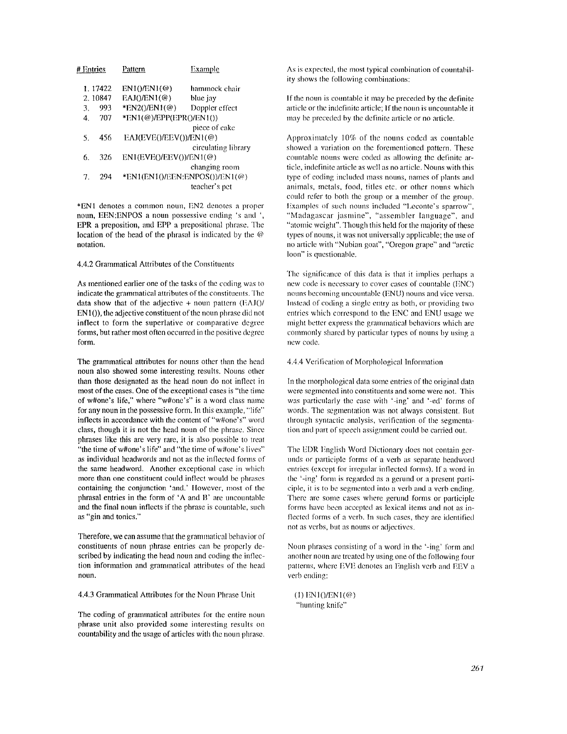| # Entries | Pattern | Example |
|---|---|---|
| 1. 17422 | EN1()/EN1(@) | hammock chair |
| 2. 10847 | EAJ()/EN1(@) | blue jay |
| 3. 993 | *EN2()/EN1(@) | Doppler effect |
| 4. 707 | *EN1(@)/EPP(EPR()/EN1()) | piece of cake |
| 5. 456 | EAJ(EVE()/EEV())/EN1(@) | circulating library |
| 6. 326 | EN1(EVE()/EEV())/EN1(@) | changing room |
| 7. 294 | *EN1(EN1()/EEN:ENPOS())/EN1(@) | teacher's pet |

*EN1 denotes a common noun, EN2 denotes a proper noun, EEN:ENPOS a noun possessive ending 's and ', EPR a preposition, and EPP a prepositional phrase. The location of the head of the phrasal is indicated by the @ notation.

4.4.2 Grammatical Attributes of the Constituents

As mentioned earlier one of the tasks of the coding was to indicate the grammatical attributes of the constituents. The data show that of the adjective + noun pattern (EAJ()/EN1()), the adjective constituent of the noun phrase did not inflect to form the superlative or comparative degree forms, but rather most often occurred in the positive degree form.

The grammatical attributes for nouns other than the head noun also showed some interesting results. Nouns other than those designated as the head noun do not inflect in most of the cases. One of the exceptional cases is "the time of w#one's life," where "w#one's" is a word class name for any noun in the possessive form. In this example, "life" inflects in accordance with the content of "w#one's" word class, though it is not the head noun of the phrase. Since phrases like this are very rare, it is also possible to treat "the time of w#one's life" and "the time of w#one's lives" as individual headwords and not as the inflected forms of the same headword. Another exceptional case in which more than one constituent could inflect would be phrases containing the conjunction 'and.' However, most of the phrasal entries in the form of 'A and B' are uncountable and the final noun inflects if the phrase is countable, such as "gin and tonics."

Therefore, we can assume that the grammatical behavior of constituents of noun phrase entries can be properly described by indicating the head noun and coding the inflection information and grammatical attributes of the head noun.

4.4.3 Grammatical Attributes for the Noun Phrase Unit

The coding of grammatical attributes for the entire noun phrase unit also provided some interesting results on countability and the usage of articles with the noun phrase. As is expected, the most typical combination of countability shows the following combinations:

If the noun is countable it may be preceded by the definite article or the indefinite article; If the noun is uncountable it may be preceded by the definite article or no article.

Approximately 10% of the nouns coded as countable showed a variation on the forementioned pattern. These countable nouns were coded as allowing the definite article, indefinite article as well as no article. Nouns with this type of coding included mass nouns, names of plants and animals, metals, food, titles etc. or other nouns which could refer to both the group or a member of the group. Examples of such nouns included "Leconte's sparrow", "Madagascar jasmine", "assembler language", and "atomic weight". Though this held for the majority of these types of nouns, it was not universally applicable; the use of no article with "Nubian goat", "Oregon grape" and "arctic loon" is questionable.

The significance of this data is that it implies perhaps a new code is necessary to cover cases of countable (ENC) nouns becoming uncountable (ENU) nouns and vice versa. Instead of coding a single entry as both, or providing two entries which correspond to the ENC and ENU usage we might better express the grammatical behaviors which are commonly shared by particular types of nouns by using a new code.

4.4.4 Verification of Morphological Information

In the morphological data some entries of the original data were segmented into constituents and some were not. This was particularly the case with '-ing' and '-ed' forms of words. The segmentation was not always consistent. But through syntactic analysis, verification of the segmentation and part of speech assignment could be carried out.

The EDR English Word Dictionary does not contain gerunds or participle forms of a verb as separate headword entries (except for irregular inflected forms). If a word in the '-ing' form is regarded as a gerund or a present participle, it is to be segmented into a verb and a verb ending. There are some cases where gerund forms or participle forms have been accepted as lexical items and not as inflected forms of a verb. In such cases, they are identified not as verbs, but as nouns or adjectives.

Noun phrases consisting of a word in the '-ing' form and another noun are treated by using one of the following four patterns, where EVE denotes an English verb and EEV a verb ending:

(1) EN1()/EN1(@)
"hunting knife"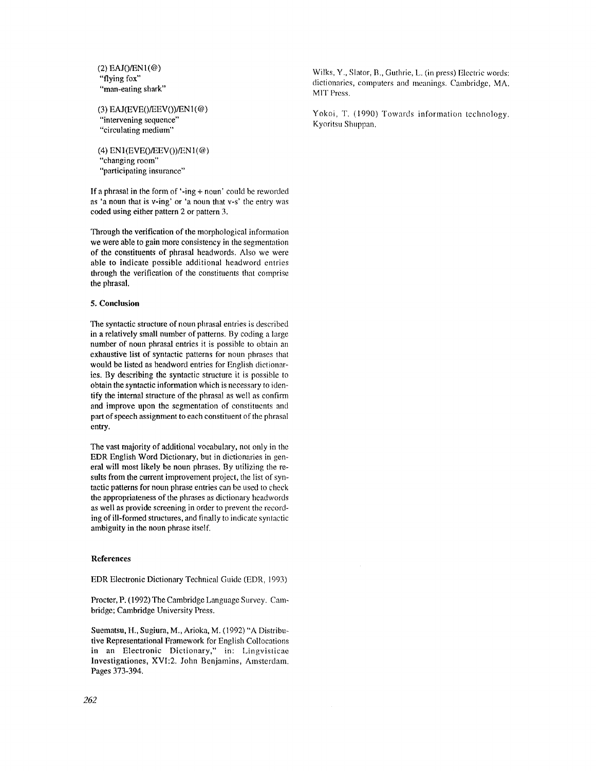(2) EAJ()/EN1(@)
"flying fox"
"man-eating shark"

(3) EAJ(EVE()/EEV())/EN1(@)
"intervening sequence"
"circulating medium"

(4) EN1(EVE()/EEV())/EN1(@)
"changing room"
"participating insurance"

If a phrasal in the form of '-ing + noun' could be reworded as 'a noun that is v-ing' or 'a noun that v-s' the entry was coded using either pattern 2 or pattern 3.

Through the verification of the morphological information we were able to gain more consistency in the segmentation of the constituents of phrasal headwords. Also we were able to indicate possible additional headword entries through the verification of the constituents that comprise the phrasal.

### 5. Conclusion

The syntactic structure of noun phrasal entries is described in a relatively small number of patterns. By coding a large number of noun phrasal entries it is possible to obtain an exhaustive list of syntactic patterns for noun phrases that would be listed as headword entries for English dictionaries. By describing the syntactic structure it is possible to obtain the syntactic information which is necessary to identify the internal structure of the phrasal as well as confirm and improve upon the segmentation of constituents and part of speech assignment to each constituent of the phrasal entry.

The vast majority of additional vocabulary, not only in the EDR English Word Dictionary, but in dictionaries in general will most likely be noun phrases. By utilizing the results from the current improvement project, the list of syntactic patterns for noun phrase entries can be used to check the appropriateness of the phrases as dictionary headwords as well as provide screening in order to prevent the recording of ill-formed structures, and finally to indicate syntactic ambiguity in the noun phrase itself.

### References

EDR Electronic Dictionary Technical Guide (EDR, 1993)

Procter, P. (1992) The Cambridge Language Survey. Cambridge; Cambridge University Press.

Suematsu, H., Sugiura, M., Arioka, M. (1992) "A Distributive Representational Framework for English Collocations in an Electronic Dictionary," in: Lingvisticae Investigationes, XVI:2. John Benjamins, Amsterdam. Pages 373-394.

Wilks, Y., Slator, B., Guthrie, L. (in press) Electric words: dictionaries, computers and meanings. Cambridge, MA. MIT Press.

Yokoi, T. (1990) Towards information technology. Kyoritsu Shuppan.